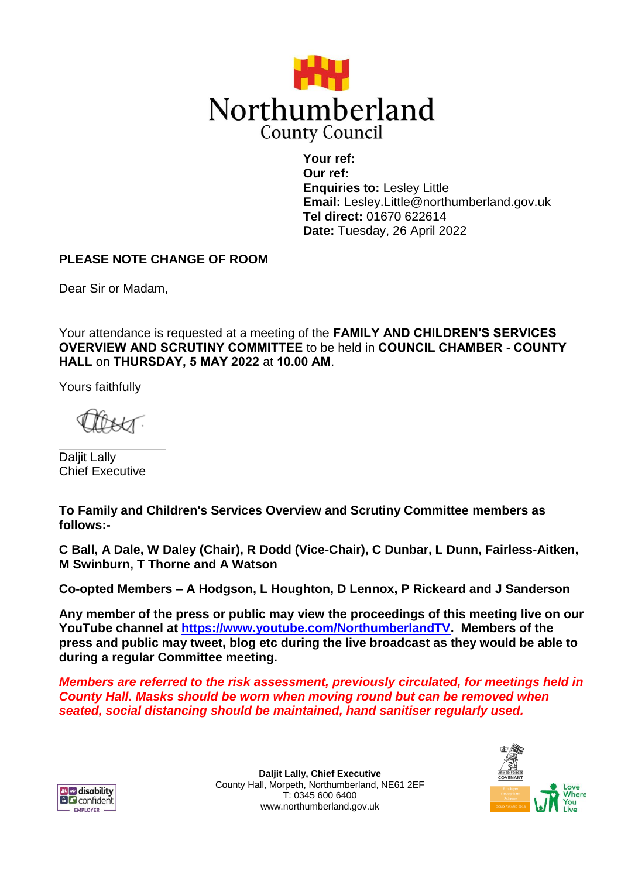Northumberland
County Council

**Your ref:**
**Our ref:**
**Enquiries to:** Lesley Little
**Email:** Lesley.Little@northumberland.gov.uk
**Tel direct:** 01670 622614
**Date:** Tuesday, 26 April 2022

**PLEASE NOTE CHANGE OF ROOM**

Dear Sir or Madam,

Your attendance is requested at a meeting of the **FAMILY AND CHILDREN'S SERVICES OVERVIEW AND SCRUTINY COMMITTEE** to be held in **COUNCIL CHAMBER - COUNTY HALL** on **THURSDAY, 5 MAY 2022** at **10.00 AM**.

Yours faithfully

Daljit Lally
Chief Executive

**To Family and Children's Services Overview and Scrutiny Committee members as follows:-**

**C Ball, A Dale, W Daley (Chair), R Dodd (Vice-Chair), C Dunbar, L Dunn, Fairless-Aitken, M Swinburn, T Thorne and A Watson**

**Co-opted Members – A Hodgson, L Houghton, D Lennox, P Rickeard and J Sanderson**

**Any member of the press or public may view the proceedings of this meeting live on our YouTube channel at https://www.youtube.com/NorthumberlandTV. Members of the press and public may tweet, blog etc during the live broadcast as they would be able to during a regular Committee meeting.**

***Members are referred to the risk assessment, previously circulated, for meetings held in County Hall. Masks should be worn when moving round but can be removed when seated, social distancing should be maintained, hand sanitiser regularly used.***

**Daljit Lally, Chief Executive**
County Hall, Morpeth, Northumberland, NE61 2EF
T: 0345 600 6400
www.northumberland.gov.uk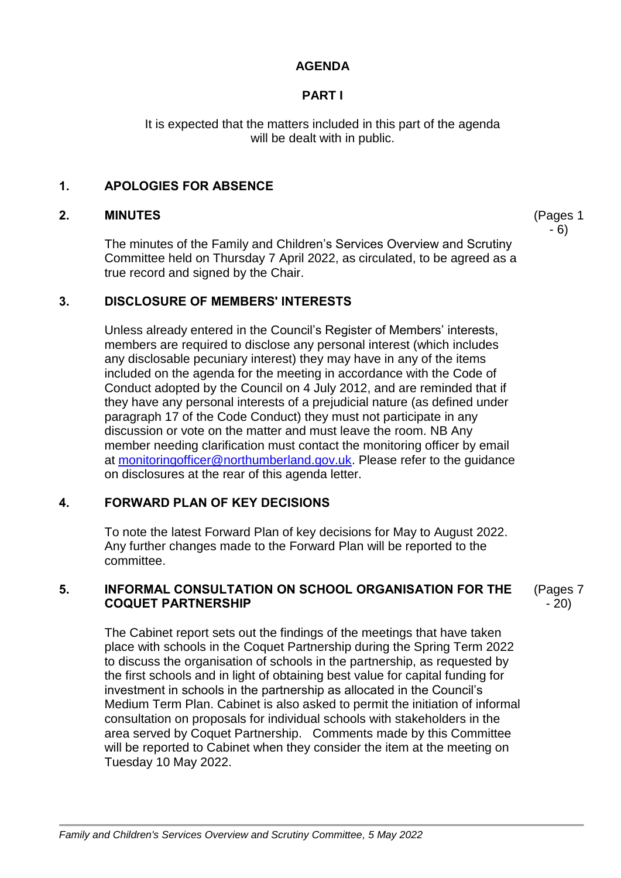**AGENDA**

**PART I**

It is expected that the matters included in this part of the agenda will be dealt with in public.

## 1. APOLOGIES FOR ABSENCE

## 2. MINUTES

(Pages 1 - 6)

The minutes of the Family and Children's Services Overview and Scrutiny Committee held on Thursday 7 April 2022, as circulated, to be agreed as a true record and signed by the Chair.

## 3. DISCLOSURE OF MEMBERS' INTERESTS

Unless already entered in the Council's Register of Members' interests, members are required to disclose any personal interest (which includes any disclosable pecuniary interest) they may have in any of the items included on the agenda for the meeting in accordance with the Code of Conduct adopted by the Council on 4 July 2012, and are reminded that if they have any personal interests of a prejudicial nature (as defined under paragraph 17 of the Code Conduct) they must not participate in any discussion or vote on the matter and must leave the room. NB Any member needing clarification must contact the monitoring officer by email at monitoringofficer@northumberland.gov.uk. Please refer to the guidance on disclosures at the rear of this agenda letter.

## 4. FORWARD PLAN OF KEY DECISIONS

To note the latest Forward Plan of key decisions for May to August 2022. Any further changes made to the Forward Plan will be reported to the committee.

## 5. INFORMAL CONSULTATION ON SCHOOL ORGANISATION FOR THE COQUET PARTNERSHIP

(Pages 7 - 20)

The Cabinet report sets out the findings of the meetings that have taken place with schools in the Coquet Partnership during the Spring Term 2022 to discuss the organisation of schools in the partnership, as requested by the first schools and in light of obtaining best value for capital funding for investment in schools in the partnership as allocated in the Council's Medium Term Plan. Cabinet is also asked to permit the initiation of informal consultation on proposals for individual schools with stakeholders in the area served by Coquet Partnership. Comments made by this Committee will be reported to Cabinet when they consider the item at the meeting on Tuesday 10 May 2022.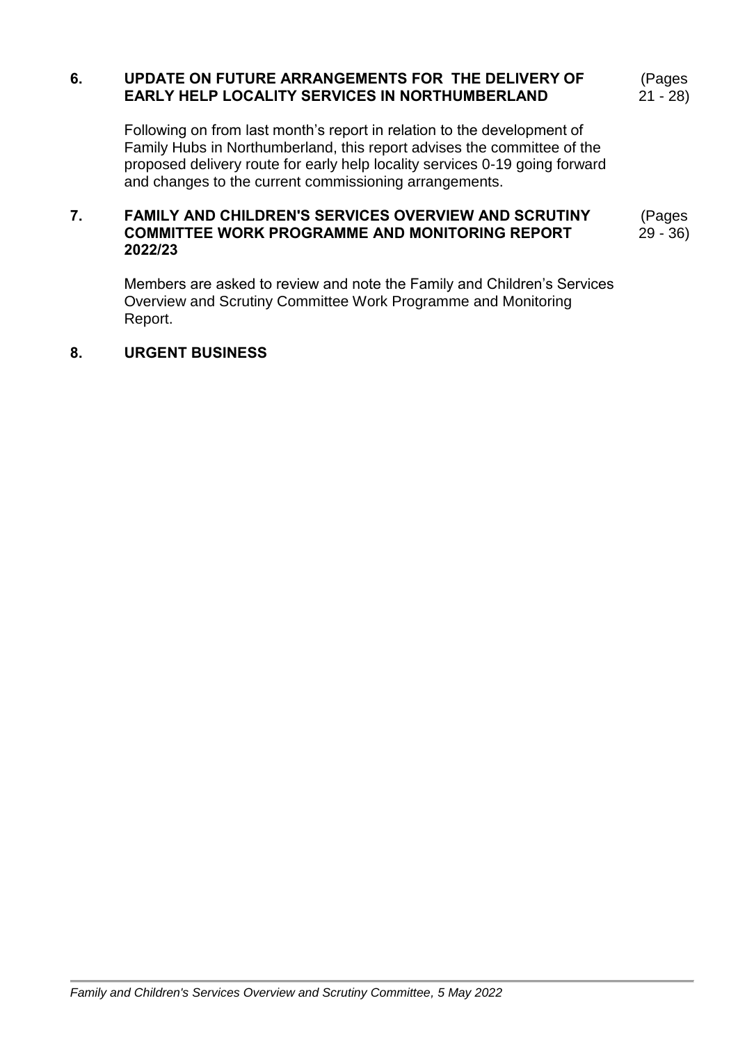## 6. UPDATE ON FUTURE ARRANGEMENTS FOR THE DELIVERY OF EARLY HELP LOCALITY SERVICES IN NORTHUMBERLAND

(Pages 21 - 28)

Following on from last month's report in relation to the development of Family Hubs in Northumberland, this report advises the committee of the proposed delivery route for early help locality services 0-19 going forward and changes to the current commissioning arrangements.

## 7. FAMILY AND CHILDREN'S SERVICES OVERVIEW AND SCRUTINY COMMITTEE WORK PROGRAMME AND MONITORING REPORT 2022/23

(Pages 29 - 36)

Members are asked to review and note the Family and Children's Services Overview and Scrutiny Committee Work Programme and Monitoring Report.

## 8. URGENT BUSINESS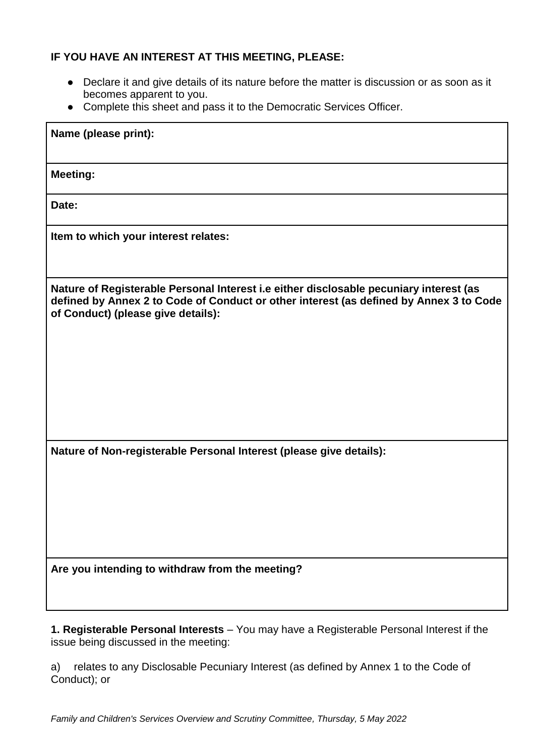**IF YOU HAVE AN INTEREST AT THIS MEETING, PLEASE:**

- Declare it and give details of its nature before the matter is discussion or as soon as it becomes apparent to you.
- Complete this sheet and pass it to the Democratic Services Officer.

| **Name (please print):** |
|---|
| **Meeting:** |
| **Date:** |
| **Item to which your interest relates:** |
| **Nature of Registerable Personal Interest i.e either disclosable pecuniary interest (as defined by Annex 2 to Code of Conduct or other interest (as defined by Annex 3 to Code of Conduct) (please give details):** |
| **Nature of Non-registerable Personal Interest (please give details):** |
| **Are you intending to withdraw from the meeting?** |

**1. Registerable Personal Interests** – You may have a Registerable Personal Interest if the issue being discussed in the meeting:

a) relates to any Disclosable Pecuniary Interest (as defined by Annex 1 to the Code of Conduct); or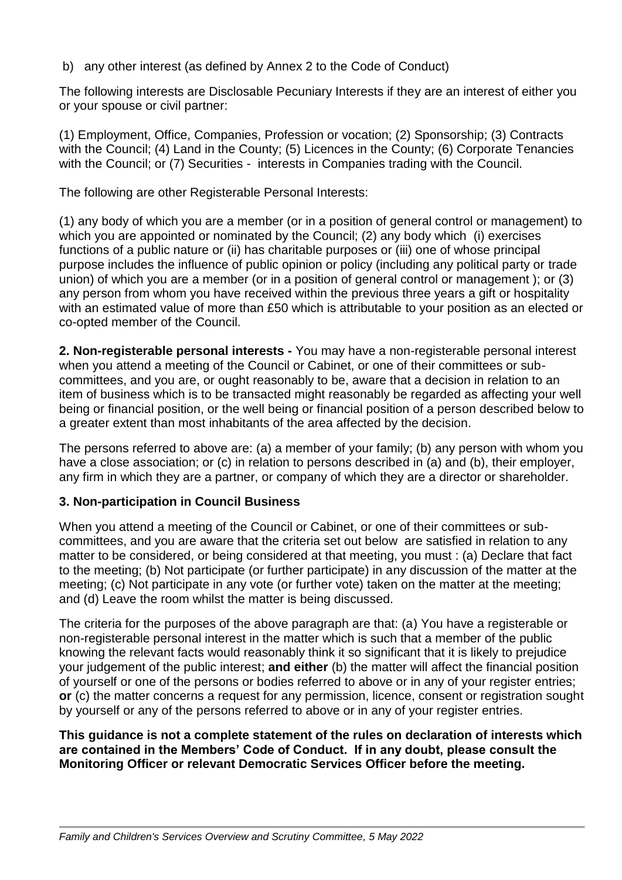b) any other interest (as defined by Annex 2 to the Code of Conduct)

The following interests are Disclosable Pecuniary Interests if they are an interest of either you or your spouse or civil partner:

(1) Employment, Office, Companies, Profession or vocation; (2) Sponsorship; (3) Contracts with the Council; (4) Land in the County; (5) Licences in the County; (6) Corporate Tenancies with the Council; or (7) Securities - interests in Companies trading with the Council.

The following are other Registerable Personal Interests:

(1) any body of which you are a member (or in a position of general control or management) to which you are appointed or nominated by the Council; (2) any body which (i) exercises functions of a public nature or (ii) has charitable purposes or (iii) one of whose principal purpose includes the influence of public opinion or policy (including any political party or trade union) of which you are a member (or in a position of general control or management ); or (3) any person from whom you have received within the previous three years a gift or hospitality with an estimated value of more than £50 which is attributable to your position as an elected or co-opted member of the Council.

**2. Non-registerable personal interests -** You may have a non-registerable personal interest when you attend a meeting of the Council or Cabinet, or one of their committees or sub-committees, and you are, or ought reasonably to be, aware that a decision in relation to an item of business which is to be transacted might reasonably be regarded as affecting your well being or financial position, or the well being or financial position of a person described below to a greater extent than most inhabitants of the area affected by the decision.

The persons referred to above are: (a) a member of your family; (b) any person with whom you have a close association; or (c) in relation to persons described in (a) and (b), their employer, any firm in which they are a partner, or company of which they are a director or shareholder.

**3. Non-participation in Council Business**

When you attend a meeting of the Council or Cabinet, or one of their committees or sub-committees, and you are aware that the criteria set out below are satisfied in relation to any matter to be considered, or being considered at that meeting, you must : (a) Declare that fact to the meeting; (b) Not participate (or further participate) in any discussion of the matter at the meeting; (c) Not participate in any vote (or further vote) taken on the matter at the meeting; and (d) Leave the room whilst the matter is being discussed.

The criteria for the purposes of the above paragraph are that: (a) You have a registerable or non-registerable personal interest in the matter which is such that a member of the public knowing the relevant facts would reasonably think it so significant that it is likely to prejudice your judgement of the public interest; **and either** (b) the matter will affect the financial position of yourself or one of the persons or bodies referred to above or in any of your register entries; **or** (c) the matter concerns a request for any permission, licence, consent or registration sought by yourself or any of the persons referred to above or in any of your register entries.

**This guidance is not a complete statement of the rules on declaration of interests which are contained in the Members' Code of Conduct. If in any doubt, please consult the Monitoring Officer or relevant Democratic Services Officer before the meeting.**